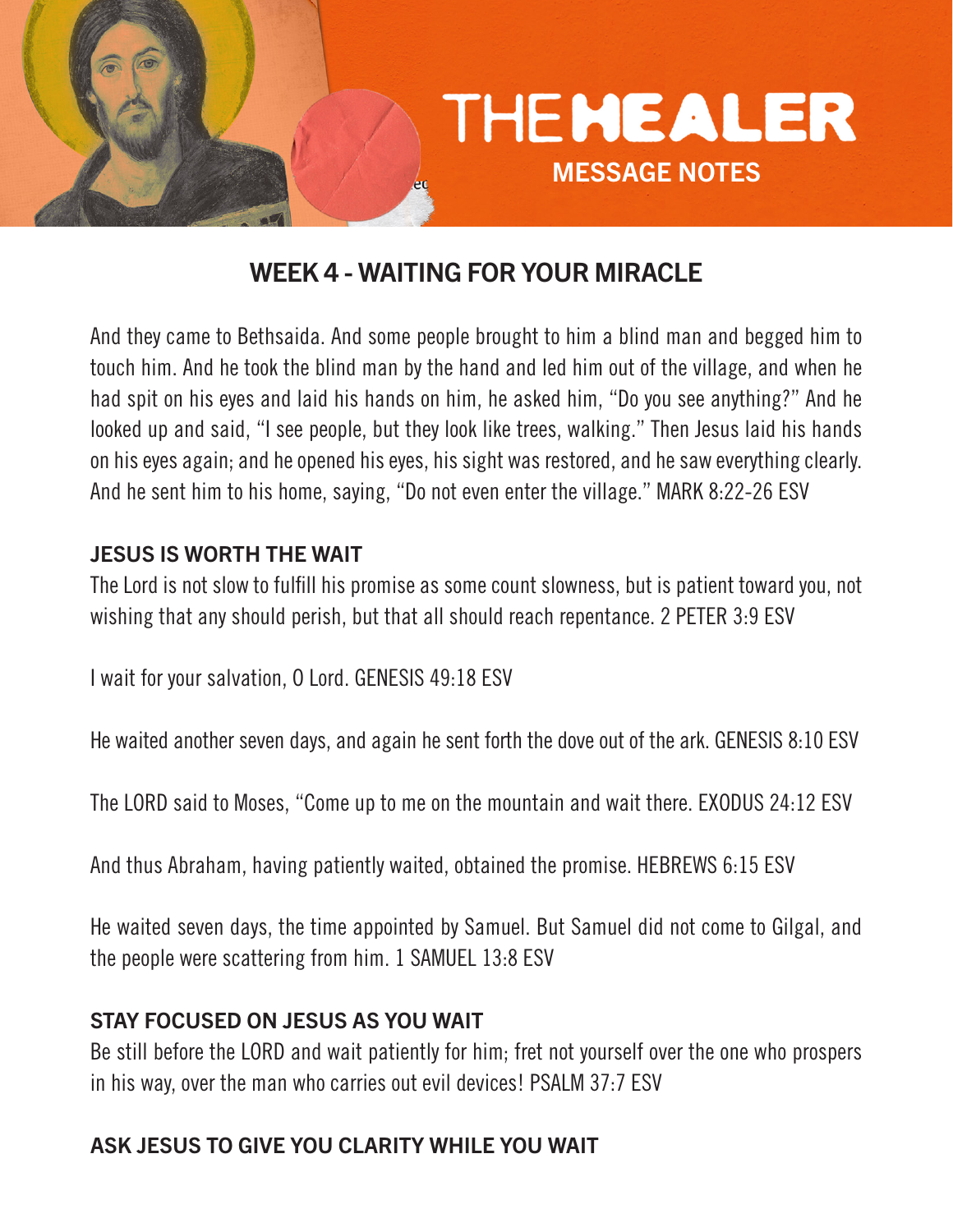# THE HEALER

MESSAGE NOTES

## WEEK 4 - WAITING FOR YOUR MIRACLE

And they came to Bethsaida. And some people brought to him a blind man and begged him to touch him. And he took the blind man by the hand and led him out of the village, and when he had spit on his eyes and laid his hands on him, he asked him, "Do you see anything?" And he looked up and said, "I see people, but they look like trees, walking." Then Jesus laid his hands on his eyes again; and he opened his eyes, his sight was restored, and he saw everything clearly. And he sent him to his home, saying, "Do not even enter the village." MARK 8:22-26 ESV

### JESUS IS WORTH THE WAIT

The Lord is not slow to fulfill his promise as some count slowness, but is patient toward you, not wishing that any should perish, but that all should reach repentance. 2 PETER 3:9 ESV

I wait for your salvation, O Lord. GENESIS 49:18 ESV

He waited another seven days, and again he sent forth the dove out of the ark. GENESIS 8:10 ESV

The LORD said to Moses, "Come up to me on the mountain and wait there. EXODUS 24:12 ESV

And thus Abraham, having patiently waited, obtained the promise. HEBREWS 6:15 ESV

He waited seven days, the time appointed by Samuel. But Samuel did not come to Gilgal, and the people were scattering from him. 1 SAMUEL 13:8 ESV

### STAY FOCUSED ON JESUS AS YOU WAIT

Be still before the LORD and wait patiently for him; fret not yourself over the one who prospers in his way, over the man who carries out evil devices! PSALM 37:7 ESV

### ASK JESUS TO GIVE YOU CLARITY WHILE YOU WAIT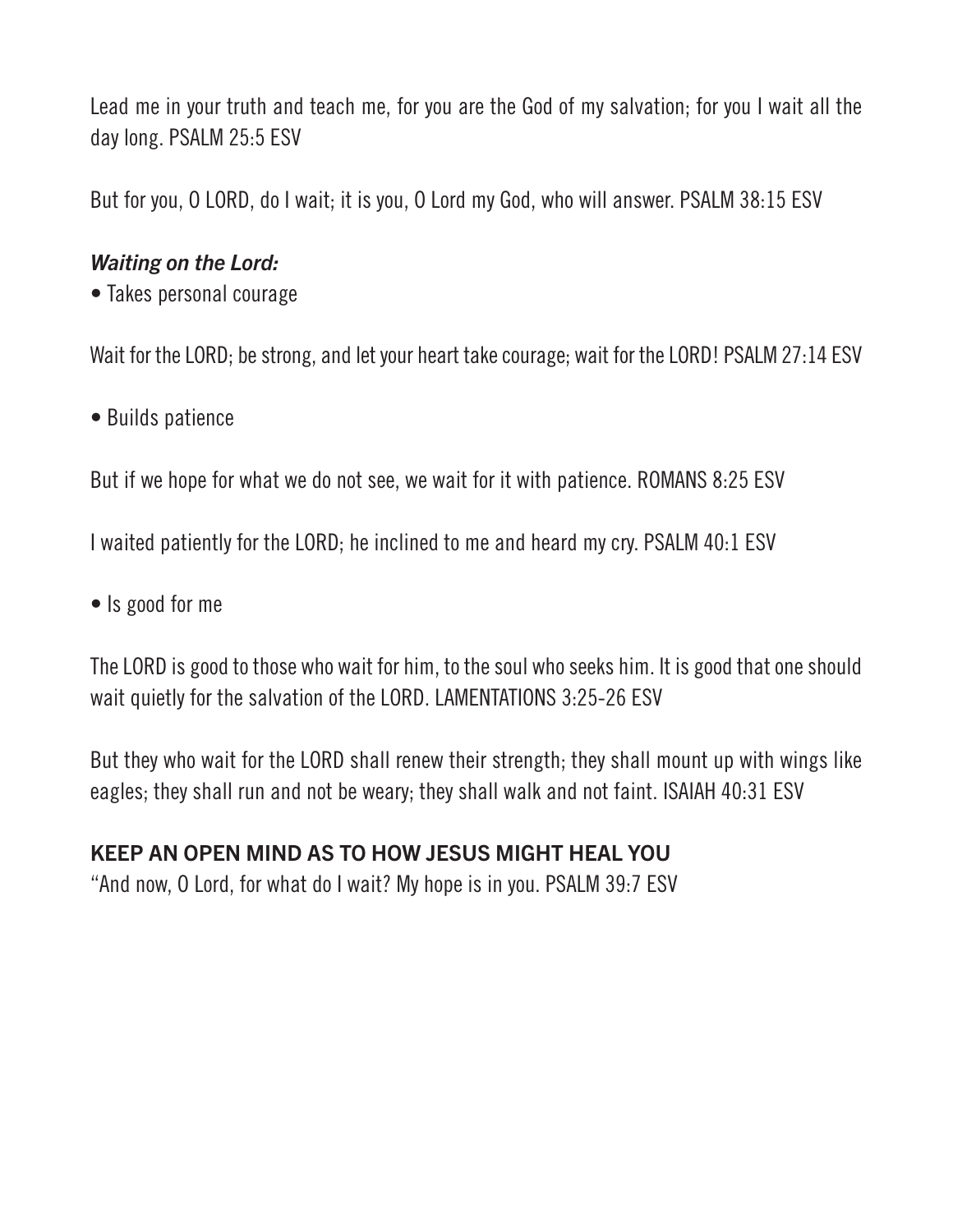Lead me in your truth and teach me, for you are the God of my salvation; for you I wait all the day long. PSALM 25:5 ESV

But for you, O LORD, do I wait; it is you, O Lord my God, who will answer. PSALM 38:15 ESV

***Waiting on the Lord:***

• Takes personal courage

Wait for the LORD; be strong, and let your heart take courage; wait for the LORD! PSALM 27:14 ESV

• Builds patience

But if we hope for what we do not see, we wait for it with patience. ROMANS 8:25 ESV

I waited patiently for the LORD; he inclined to me and heard my cry. PSALM 40:1 ESV

• Is good for me

The LORD is good to those who wait for him, to the soul who seeks him. It is good that one should wait quietly for the salvation of the LORD. LAMENTATIONS 3:25-26 ESV

But they who wait for the LORD shall renew their strength; they shall mount up with wings like eagles; they shall run and not be weary; they shall walk and not faint. ISAIAH 40:31 ESV

**KEEP AN OPEN MIND AS TO HOW JESUS MIGHT HEAL YOU**

"And now, O Lord, for what do I wait? My hope is in you. PSALM 39:7 ESV